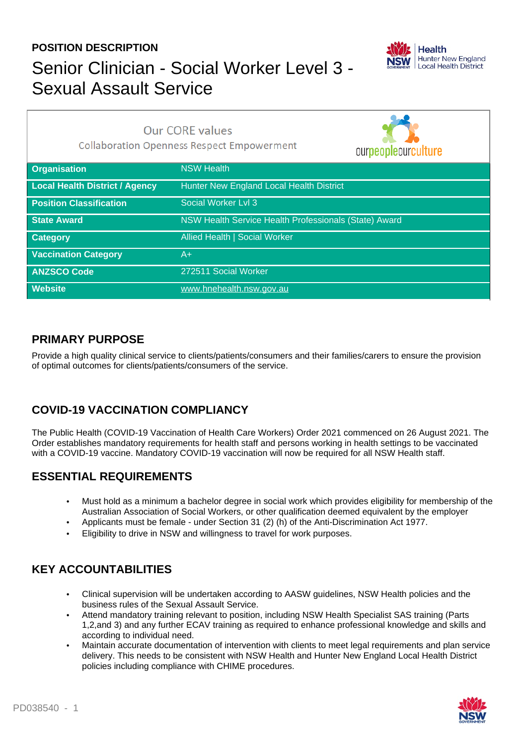**POSITION DESCRIPTION**

# Senior Clinician - Social Worker Level 3 - Sexual Assault Service

Our CORE values

Collaboration Openness Respect Empowerment

| | |
|---|---|
| **Organisation** | NSW Health |
| **Local Health District / Agency** | Hunter New England Local Health District |
| **Position Classification** | Social Worker Lvl 3 |
| **State Award** | NSW Health Service Health Professionals (State) Award |
| **Category** | Allied Health \| Social Worker |
| **Vaccination Category** | A+ |
| **ANZSCO Code** | 272511 Social Worker |
| **Website** | www.hnehealth.nsw.gov.au |

## PRIMARY PURPOSE

Provide a high quality clinical service to clients/patients/consumers and their families/carers to ensure the provision of optimal outcomes for clients/patients/consumers of the service.

## COVID-19 VACCINATION COMPLIANCY

The Public Health (COVID-19 Vaccination of Health Care Workers) Order 2021 commenced on 26 August 2021. The Order establishes mandatory requirements for health staff and persons working in health settings to be vaccinated with a COVID-19 vaccine. Mandatory COVID-19 vaccination will now be required for all NSW Health staff.

## ESSENTIAL REQUIREMENTS

- Must hold as a minimum a bachelor degree in social work which provides eligibility for membership of the Australian Association of Social Workers, or other qualification deemed equivalent by the employer
- Applicants must be female - under Section 31 (2) (h) of the Anti-Discrimination Act 1977.
- Eligibility to drive in NSW and willingness to travel for work purposes.

## KEY ACCOUNTABILITIES

- Clinical supervision will be undertaken according to AASW guidelines, NSW Health policies and the business rules of the Sexual Assault Service.
- Attend mandatory training relevant to position, including NSW Health Specialist SAS training (Parts 1,2,and 3) and any further ECAV training as required to enhance professional knowledge and skills and according to individual need.
- Maintain accurate documentation of intervention with clients to meet legal requirements and plan service delivery. This needs to be consistent with NSW Health and Hunter New England Local Health District policies including compliance with CHIME procedures.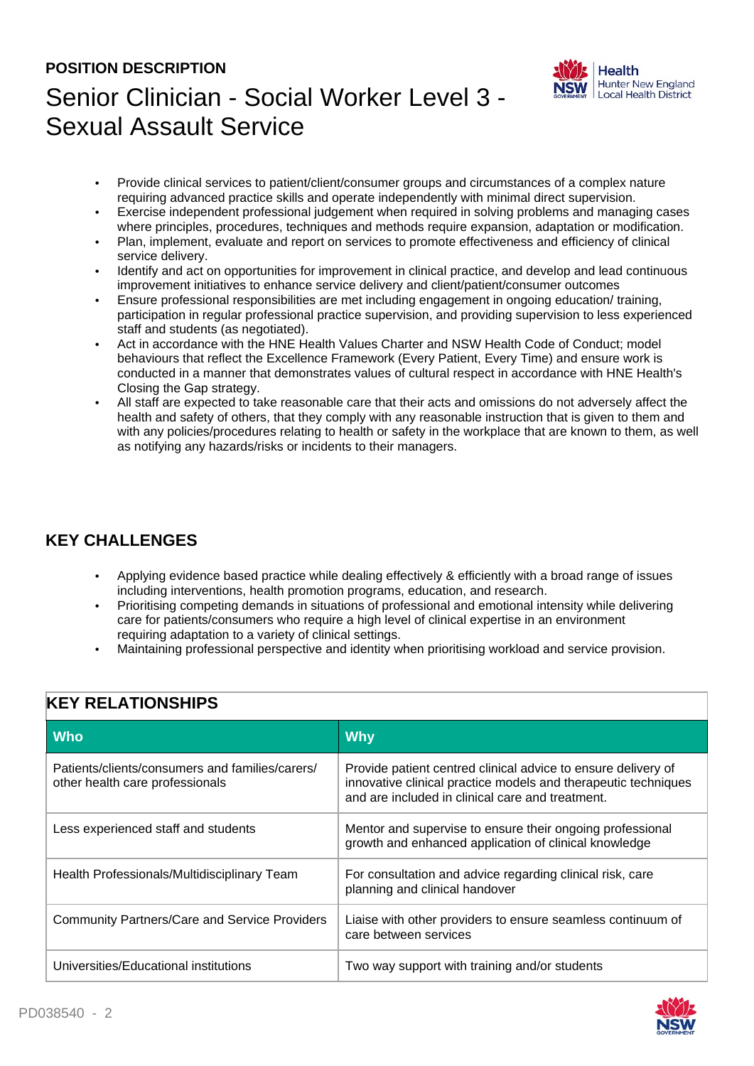**POSITION DESCRIPTION**

# Senior Clinician - Social Worker Level 3 - Sexual Assault Service

- Provide clinical services to patient/client/consumer groups and circumstances of a complex nature requiring advanced practice skills and operate independently with minimal direct supervision.
- Exercise independent professional judgement when required in solving problems and managing cases where principles, procedures, techniques and methods require expansion, adaptation or modification.
- Plan, implement, evaluate and report on services to promote effectiveness and efficiency of clinical service delivery.
- Identify and act on opportunities for improvement in clinical practice, and develop and lead continuous improvement initiatives to enhance service delivery and client/patient/consumer outcomes
- Ensure professional responsibilities are met including engagement in ongoing education/ training, participation in regular professional practice supervision, and providing supervision to less experienced staff and students (as negotiated).
- Act in accordance with the HNE Health Values Charter and NSW Health Code of Conduct; model behaviours that reflect the Excellence Framework (Every Patient, Every Time) and ensure work is conducted in a manner that demonstrates values of cultural respect in accordance with HNE Health's Closing the Gap strategy.
- All staff are expected to take reasonable care that their acts and omissions do not adversely affect the health and safety of others, that they comply with any reasonable instruction that is given to them and with any policies/procedures relating to health or safety in the workplace that are known to them, as well as notifying any hazards/risks or incidents to their managers.

## KEY CHALLENGES

- Applying evidence based practice while dealing effectively & efficiently with a broad range of issues including interventions, health promotion programs, education, and research.
- Prioritising competing demands in situations of professional and emotional intensity while delivering care for patients/consumers who require a high level of clinical expertise in an environment requiring adaptation to a variety of clinical settings.
- Maintaining professional perspective and identity when prioritising workload and service provision.

## KEY RELATIONSHIPS

| Who | Why |
|---|---|
| Patients/clients/consumers and families/carers/ other health care professionals | Provide patient centred clinical advice to ensure delivery of innovative clinical practice models and therapeutic techniques and are included in clinical care and treatment. |
| Less experienced staff and students | Mentor and supervise to ensure their ongoing professional growth and enhanced application of clinical knowledge |
| Health Professionals/Multidisciplinary Team | For consultation and advice regarding clinical risk, care planning and clinical handover |
| Community Partners/Care and Service Providers | Liaise with other providers to ensure seamless continuum of care between services |
| Universities/Educational institutions | Two way support with training and/or students |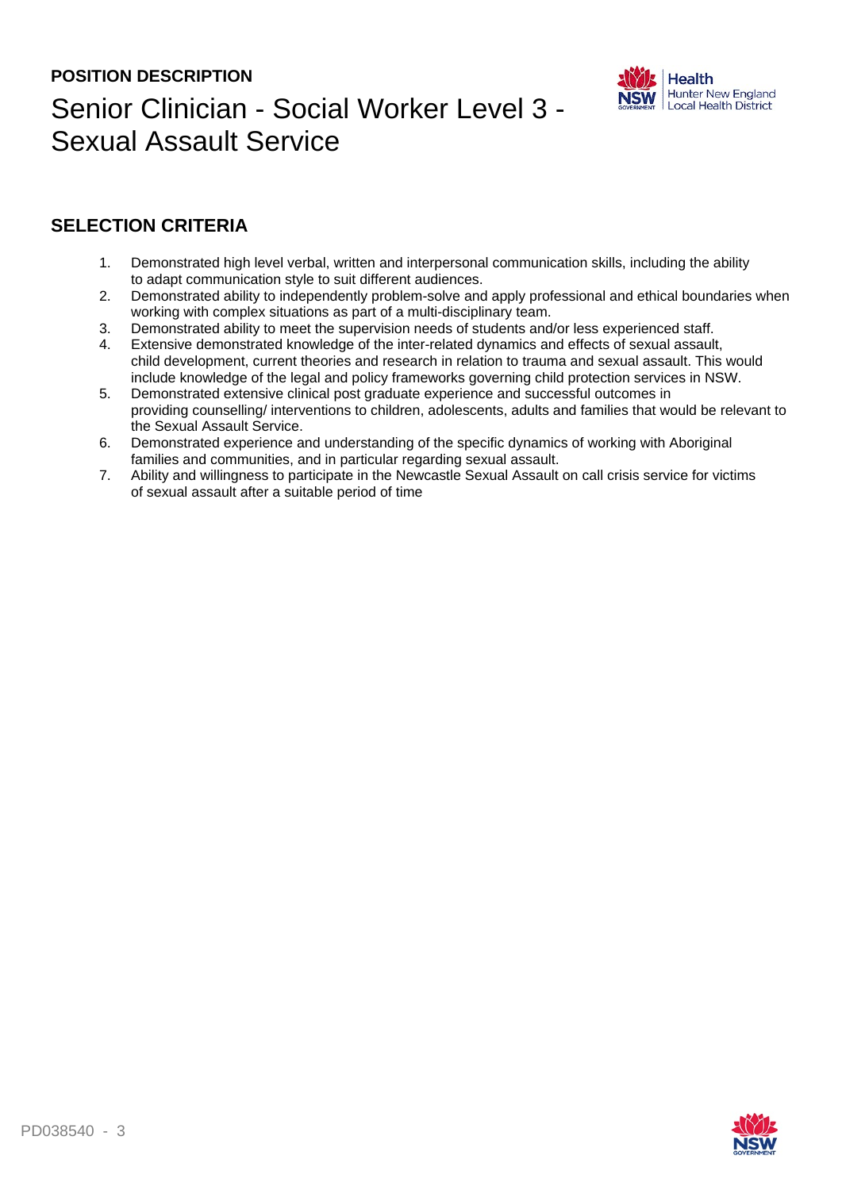**POSITION DESCRIPTION**

# Senior Clinician - Social Worker Level 3 - Sexual Assault Service

## SELECTION CRITERIA

1. Demonstrated high level verbal, written and interpersonal communication skills, including the ability to adapt communication style to suit different audiences.
2. Demonstrated ability to independently problem-solve and apply professional and ethical boundaries when working with complex situations as part of a multi-disciplinary team.
3. Demonstrated ability to meet the supervision needs of students and/or less experienced staff.
4. Extensive demonstrated knowledge of the inter-related dynamics and effects of sexual assault, child development, current theories and research in relation to trauma and sexual assault. This would include knowledge of the legal and policy frameworks governing child protection services in NSW.
5. Demonstrated extensive clinical post graduate experience and successful outcomes in providing counselling/ interventions to children, adolescents, adults and families that would be relevant to the Sexual Assault Service.
6. Demonstrated experience and understanding of the specific dynamics of working with Aboriginal families and communities, and in particular regarding sexual assault.
7. Ability and willingness to participate in the Newcastle Sexual Assault on call crisis service for victims of sexual assault after a suitable period of time